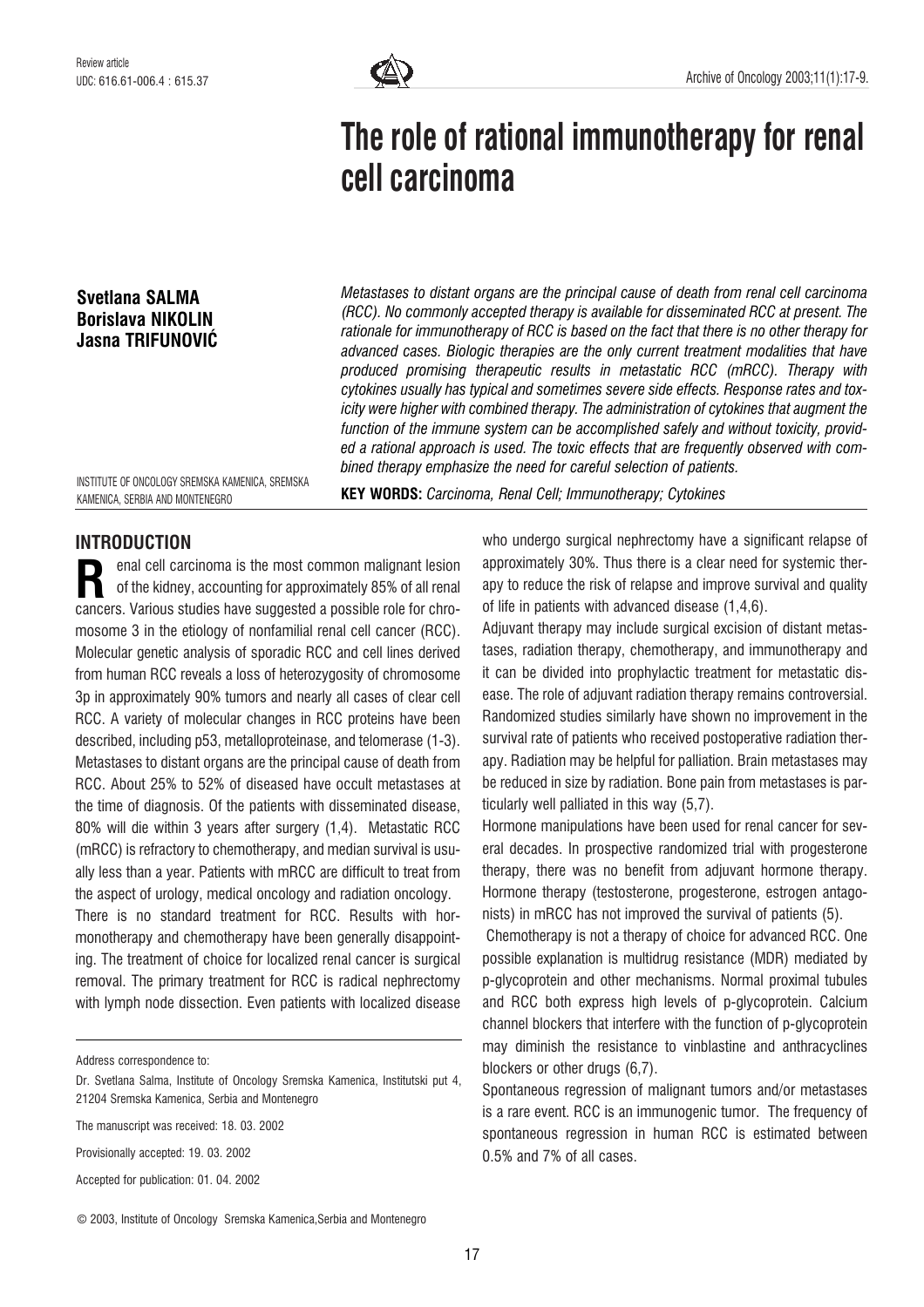Review article

UDC: 616.61-006.4 : 615.37

# The role of rational immunotherapy for renal cell carcinoma

**Svetlana SALMA**
**Borislava NIKOLIN**
**Jasna TRIFUNOVIĆ**

INSTITUTE OF ONCOLOGY SREMSKA KAMENICA, SREMSKA KAMENICA, SERBIA AND MONTENEGRO

*Metastases to distant organs are the principal cause of death from renal cell carcinoma (RCC). No commonly accepted therapy is available for disseminated RCC at present. The rationale for immunotherapy of RCC is based on the fact that there is no other therapy for advanced cases. Biologic therapies are the only current treatment modalities that have produced promising therapeutic results in metastatic RCC (mRCC). Therapy with cytokines usually has typical and sometimes severe side effects. Response rates and toxicity were higher with combined therapy. The administration of cytokines that augment the function of the immune system can be accomplished safely and without toxicity, provided a rational approach is used. The toxic effects that are frequently observed with combined therapy emphasize the need for careful selection of patients.*

**KEY WORDS:** *Carcinoma, Renal Cell; Immunotherapy; Cytokines*

## INTRODUCTION

Renal cell carcinoma is the most common malignant lesion of the kidney, accounting for approximately 85% of all renal cancers. Various studies have suggested a possible role for chromosome 3 in the etiology of nonfamilial renal cell cancer (RCC). Molecular genetic analysis of sporadic RCC and cell lines derived from human RCC reveals a loss of heterozygosity of chromosome 3p in approximately 90% tumors and nearly all cases of clear cell RCC. A variety of molecular changes in RCC proteins have been described, including p53, metalloproteinase, and telomerase (1-3). Metastases to distant organs are the principal cause of death from RCC. About 25% to 52% of diseased have occult metastases at the time of diagnosis. Of the patients with disseminated disease, 80% will die within 3 years after surgery (1,4). Metastatic RCC (mRCC) is refractory to chemotherapy, and median survival is usually less than a year. Patients with mRCC are difficult to treat from the aspect of urology, medical oncology and radiation oncology.

There is no standard treatment for RCC. Results with hormonotherapy and chemotherapy have been generally disappointing. The treatment of choice for localized renal cancer is surgical removal. The primary treatment for RCC is radical nephrectomy with lymph node dissection. Even patients with localized disease who undergo surgical nephrectomy have a significant relapse of approximately 30%. Thus there is a clear need for systemic therapy to reduce the risk of relapse and improve survival and quality of life in patients with advanced disease (1,4,6).

Adjuvant therapy may include surgical excision of distant metastases, radiation therapy, chemotherapy, and immunotherapy and it can be divided into prophylactic treatment for metastatic disease. The role of adjuvant radiation therapy remains controversial. Randomized studies similarly have shown no improvement in the survival rate of patients who received postoperative radiation therapy. Radiation may be helpful for palliation. Brain metastases may be reduced in size by radiation. Bone pain from metastases is particularly well palliated in this way (5,7).

Hormone manipulations have been used for renal cancer for several decades. In prospective randomized trial with progesterone therapy, there was no benefit from adjuvant hormone therapy. Hormone therapy (testosterone, progesterone, estrogen antagonists) in mRCC has not improved the survival of patients (5).

Chemotherapy is not a therapy of choice for advanced RCC. One possible explanation is multidrug resistance (MDR) mediated by p-glycoprotein and other mechanisms. Normal proximal tubules and RCC both express high levels of p-glycoprotein. Calcium channel blockers that interfere with the function of p-glycoprotein may diminish the resistance to vinblastine and anthracyclines blockers or other drugs (6,7).

Spontaneous regression of malignant tumors and/or metastases is a rare event. RCC is an immunogenic tumor. The frequency of spontaneous regression in human RCC is estimated between 0.5% and 7% of all cases.

---

Address correspondence to:

Dr. Svetlana Salma, Institute of Oncology Sremska Kamenica, Institutski put 4, 21204 Sremska Kamenica, Serbia and Montenegro

The manuscript was received: 18. 03. 2002

Provisionally accepted: 19. 03. 2002

Accepted for publication: 01. 04. 2002

© 2003, Institute of Oncology Sremska Kamenica,Serbia and Montenegro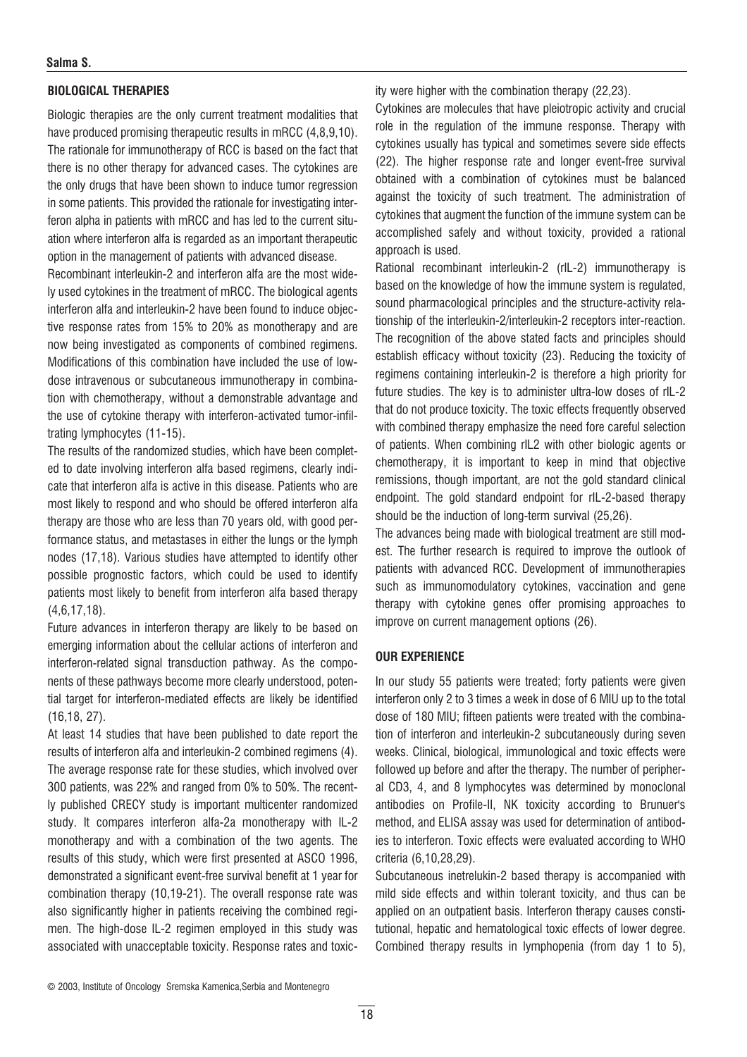## BIOLOGICAL THERAPIES

Biologic therapies are the only current treatment modalities that have produced promising therapeutic results in mRCC (4,8,9,10). The rationale for immunotherapy of RCC is based on the fact that there is no other therapy for advanced cases. The cytokines are the only drugs that have been shown to induce tumor regression in some patients. This provided the rationale for investigating interferon alpha in patients with mRCC and has led to the current situation where interferon alfa is regarded as an important therapeutic option in the management of patients with advanced disease.

Recombinant interleukin-2 and interferon alfa are the most widely used cytokines in the treatment of mRCC. The biological agents interferon alfa and interleukin-2 have been found to induce objective response rates from 15% to 20% as monotherapy and are now being investigated as components of combined regimens. Modifications of this combination have included the use of low-dose intravenous or subcutaneous immunotherapy in combination with chemotherapy, without a demonstrable advantage and the use of cytokine therapy with interferon-activated tumor-infiltrating lymphocytes (11-15).

The results of the randomized studies, which have been completed to date involving interferon alfa based regimens, clearly indicate that interferon alfa is active in this disease. Patients who are most likely to respond and who should be offered interferon alfa therapy are those who are less than 70 years old, with good performance status, and metastases in either the lungs or the lymph nodes (17,18). Various studies have attempted to identify other possible prognostic factors, which could be used to identify patients most likely to benefit from interferon alfa based therapy (4,6,17,18).

Future advances in interferon therapy are likely to be based on emerging information about the cellular actions of interferon and interferon-related signal transduction pathway. As the components of these pathways become more clearly understood, potential target for interferon-mediated effects are likely be identified (16,18, 27).

At least 14 studies that have been published to date report the results of interferon alfa and interleukin-2 combined regimens (4). The average response rate for these studies, which involved over 300 patients, was 22% and ranged from 0% to 50%. The recently published CRECY study is important multicenter randomized study. It compares interferon alfa-2a monotherapy with IL-2 monotherapy and with a combination of the two agents. The results of this study, which were first presented at ASCO 1996, demonstrated a significant event-free survival benefit at 1 year for combination therapy (10,19-21). The overall response rate was also significantly higher in patients receiving the combined regimen. The high-dose IL-2 regimen employed in this study was associated with unacceptable toxicity. Response rates and toxicity were higher with the combination therapy (22,23).

Cytokines are molecules that have pleiotropic activity and crucial role in the regulation of the immune response. Therapy with cytokines usually has typical and sometimes severe side effects (22). The higher response rate and longer event-free survival obtained with a combination of cytokines must be balanced against the toxicity of such treatment. The administration of cytokines that augment the function of the immune system can be accomplished safely and without toxicity, provided a rational approach is used.

Rational recombinant interleukin-2 (rIL-2) immunotherapy is based on the knowledge of how the immune system is regulated, sound pharmacological principles and the structure-activity relationship of the interleukin-2/interleukin-2 receptors inter-reaction. The recognition of the above stated facts and principles should establish efficacy without toxicity (23). Reducing the toxicity of regimens containing interleukin-2 is therefore a high priority for future studies. The key is to administer ultra-low doses of rIL-2 that do not produce toxicity. The toxic effects frequently observed with combined therapy emphasize the need fore careful selection of patients. When combining rIL2 with other biologic agents or chemotherapy, it is important to keep in mind that objective remissions, though important, are not the gold standard clinical endpoint. The gold standard endpoint for rIL-2-based therapy should be the induction of long-term survival (25,26).

The advances being made with biological treatment are still modest. The further research is required to improve the outlook of patients with advanced RCC. Development of immunotherapies such as immunomodulatory cytokines, vaccination and gene therapy with cytokine genes offer promising approaches to improve on current management options (26).

## OUR EXPERIENCE

In our study 55 patients were treated; forty patients were given interferon only 2 to 3 times a week in dose of 6 MIU up to the total dose of 180 MIU; fifteen patients were treated with the combination of interferon and interleukin-2 subcutaneously during seven weeks. Clinical, biological, immunological and toxic effects were followed up before and after the therapy. The number of peripheral CD3, 4, and 8 lymphocytes was determined by monoclonal antibodies on Profile-II, NK toxicity according to Brunuer's method, and ELISA assay was used for determination of antibodies to interferon. Toxic effects were evaluated according to WHO criteria (6,10,28,29).

Subcutaneous inetrelukin-2 based therapy is accompanied with mild side effects and within tolerant toxicity, and thus can be applied on an outpatient basis. Interferon therapy causes constitutional, hepatic and hematological toxic effects of lower degree. Combined therapy results in lymphopenia (from day 1 to 5),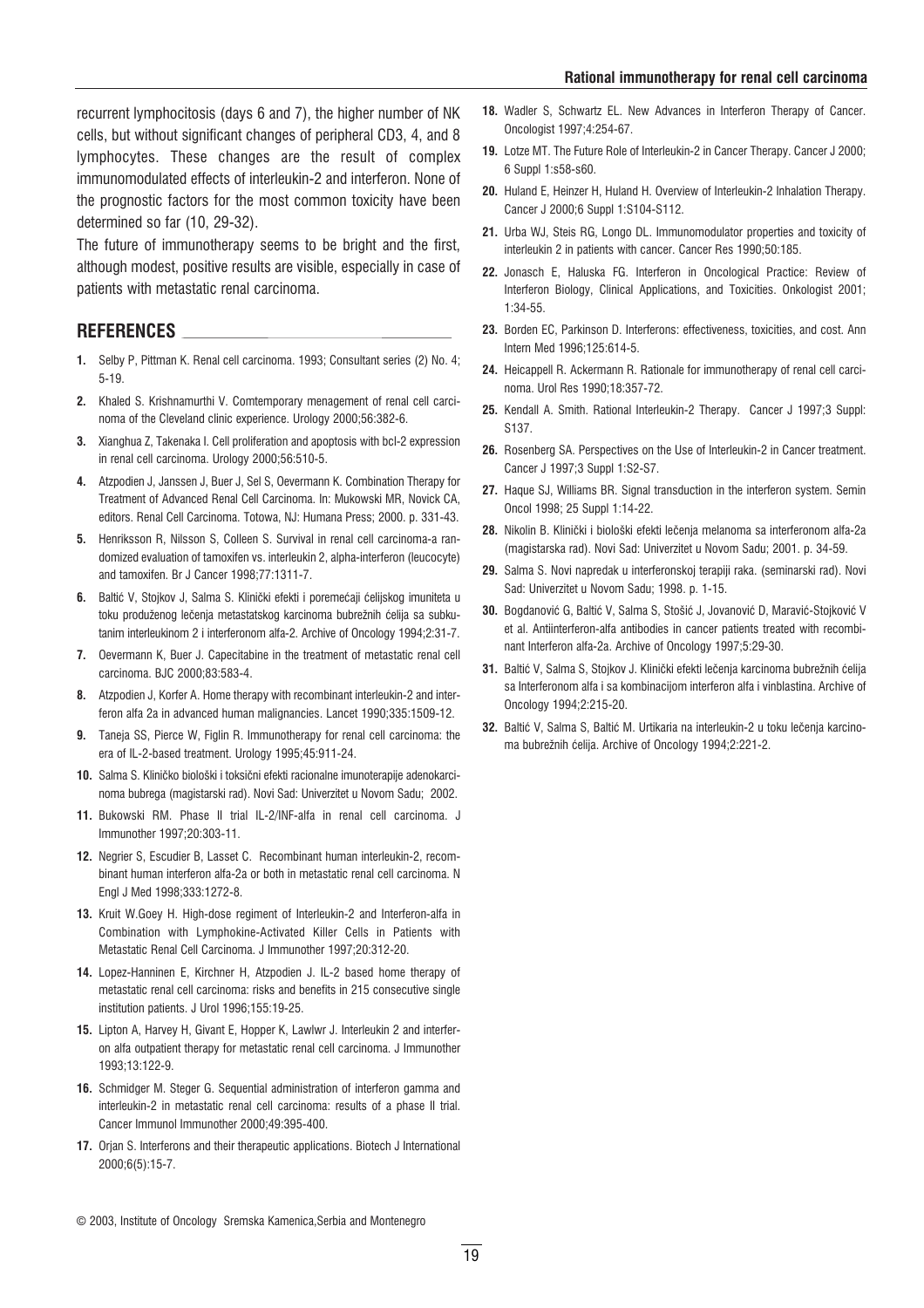recurrent lymphocitosis (days 6 and 7), the higher number of NK cells, but without significant changes of peripheral CD3, 4, and 8 lymphocytes. These changes are the result of complex immunomodulated effects of interleukin-2 and interferon. None of the prognostic factors for the most common toxicity have been determined so far (10, 29-32).

The future of immunotherapy seems to be bright and the first, although modest, positive results are visible, especially in case of patients with metastatic renal carcinoma.

## REFERENCES

1. Selby P, Pittman K. Renal cell carcinoma. 1993; Consultant series (2) No. 4; 5-19.
2. Khaled S. Krishnamurthi V. Comtemporary menagement of renal cell carcinoma of the Cleveland clinic experience. Urology 2000;56:382-6.
3. Xianghua Z, Takenaka I. Cell proliferation and apoptosis with bcl-2 expression in renal cell carcinoma. Urology 2000;56:510-5.
4. Atzpodien J, Janssen J, Buer J, Sel S, Oevermann K. Combination Therapy for Treatment of Advanced Renal Cell Carcinoma. In: Mukowski MR, Novick CA, editors. Renal Cell Carcinoma. Totowa, NJ: Humana Press; 2000. p. 331-43.
5. Henriksson R, Nilsson S, Colleen S. Survival in renal cell carcinoma-a randomized evaluation of tamoxifen vs. interleukin 2, alpha-interferon (leucocyte) and tamoxifen. Br J Cancer 1998;77:1311-7.
6. Baltić V, Stojkov J, Salma S. Klinički efekti i poremećaji ćelijskog imuniteta u toku produženog lečenja metastatskog karcinoma bubrežnih ćelija sa subkutanim interleukinom 2 i interferonom alfa-2. Archive of Oncology 1994;2:31-7.
7. Oevermann K, Buer J. Capecitabine in the treatment of metastatic renal cell carcinoma. BJC 2000;83:583-4.
8. Atzpodien J, Korfer A. Home therapy with recombinant interleukin-2 and interferon alfa 2a in advanced human malignancies. Lancet 1990;335:1509-12.
9. Taneja SS, Pierce W, Figlin R. Immunotherapy for renal cell carcinoma: the era of IL-2-based treatment. Urology 1995;45:911-24.
10. Salma S. Kliničko biološki i toksični efekti racionalne imunoterapije adenokarcinoma bubrega (magistarski rad). Novi Sad: Univerzitet u Novom Sadu; 2002.
11. Bukowski RM. Phase II trial IL-2/INF-alfa in renal cell carcinoma. J Immunother 1997;20:303-11.
12. Negrier S, Escudier B, Lasset C. Recombinant human interleukin-2, recombinant human interferon alfa-2a or both in metastatic renal cell carcinoma. N Engl J Med 1998;333:1272-8.
13. Kruit W.Goey H. High-dose regiment of Interleukin-2 and Interferon-alfa in Combination with Lymphokine-Activated Killer Cells in Patients with Metastatic Renal Cell Carcinoma. J Immunother 1997;20:312-20.
14. Lopez-Hanninen E, Kirchner H, Atzpodien J. IL-2 based home therapy of metastatic renal cell carcinoma: risks and benefits in 215 consecutive single institution patients. J Urol 1996;155:19-25.
15. Lipton A, Harvey H, Givant E, Hopper K, Lawlwr J. Interleukin 2 and interferon alfa outpatient therapy for metastatic renal cell carcinoma. J Immunother 1993;13:122-9.
16. Schmidger M. Steger G. Sequential administration of interferon gamma and interleukin-2 in metastatic renal cell carcinoma: results of a phase II trial. Cancer Immunol Immunother 2000;49:395-400.
17. Orjan S. Interferons and their therapeutic applications. Biotech J International 2000;6(5):15-7.
18. Wadler S, Schwartz EL. New Advances in Interferon Therapy of Cancer. Oncologist 1997;4:254-67.
19. Lotze MT. The Future Role of Interleukin-2 in Cancer Therapy. Cancer J 2000; 6 Suppl 1:s58-s60.
20. Huland E, Heinzer H, Huland H. Overview of Interleukin-2 Inhalation Therapy. Cancer J 2000;6 Suppl 1:S104-S112.
21. Urba WJ, Steis RG, Longo DL. Immunomodulator properties and toxicity of interleukin 2 in patients with cancer. Cancer Res 1990;50:185.
22. Jonasch E, Haluska FG. Interferon in Oncological Practice: Review of Interferon Biology, Clinical Applications, and Toxicities. Onkologist 2001; 1:34-55.
23. Borden EC, Parkinson D. Interferons: effectiveness, toxicities, and cost. Ann Intern Med 1996;125:614-5.
24. Heicappell R. Ackermann R. Rationale for immunotherapy of renal cell carcinoma. Urol Res 1990;18:357-72.
25. Kendall A. Smith. Rational Interleukin-2 Therapy. Cancer J 1997;3 Suppl: S137.
26. Rosenberg SA. Perspectives on the Use of Interleukin-2 in Cancer treatment. Cancer J 1997;3 Suppl 1:S2-S7.
27. Haque SJ, Williams BR. Signal transduction in the interferon system. Semin Oncol 1998; 25 Suppl 1:14-22.
28. Nikolin B. Klinički i biološki efekti lečenja melanoma sa interferonom alfa-2a (magistarska rad). Novi Sad: Univerzitet u Novom Sadu; 2001. p. 34-59.
29. Salma S. Novi napredak u interferonskoj terapiji raka. (seminarski rad). Novi Sad: Univerzitet u Novom Sadu; 1998. p. 1-15.
30. Bogdanović G, Baltić V, Salma S, Stošić J, Jovanović D, Maravić-Stojković V et al. Antiinterferon-alfa antibodies in cancer patients treated with recombinant Interferon alfa-2a. Archive of Oncology 1997;5:29-30.
31. Baltić V, Salma S, Stojkov J. Klinički efekti lečenja karcinoma bubrežnih ćelija sa Interferonom alfa i sa kombinacijom interferon alfa i vinblastina. Archive of Oncology 1994;2:215-20.
32. Baltić V, Salma S, Baltić M. Urtikaria na interleukin-2 u toku lečenja karcinoma bubrežnih ćelija. Archive of Oncology 1994;2:221-2.

© 2003, Institute of Oncology Sremska Kamenica,Serbia and Montenegro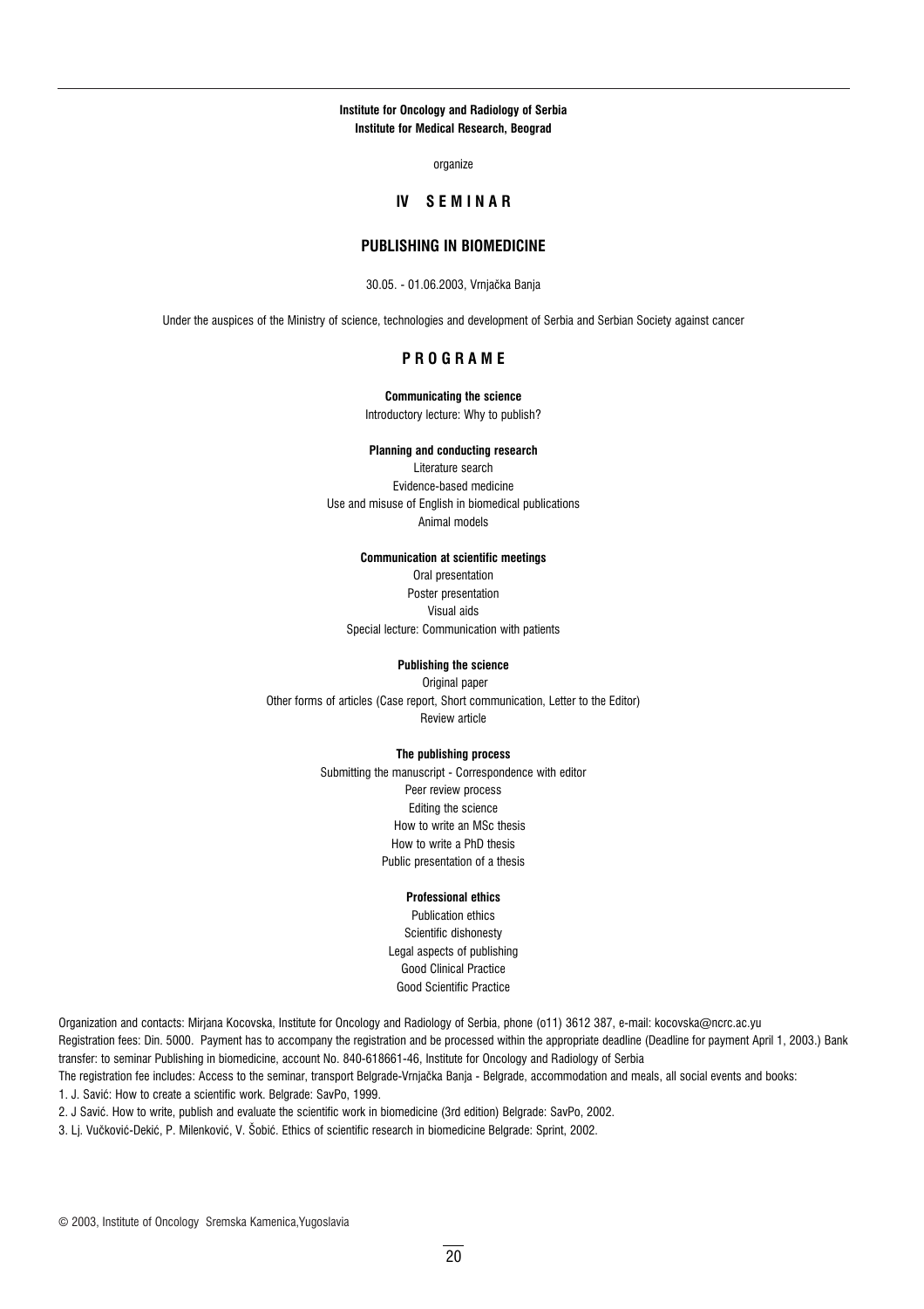**Institute for Oncology and Radiology of Serbia**
**Institute for Medical Research, Beograd**

organize

# IV SEMINAR

## PUBLISHING IN BIOMEDICINE

30.05. - 01.06.2003, Vrnjačka Banja

Under the auspices of the Ministry of science, technologies and development of Serbia and Serbian Society against cancer

## PROGRAME

**Communicating the science**

Introductory lecture: Why to publish?

**Planning and conducting research**

Literature search
Evidence-based medicine
Use and misuse of English in biomedical publications
Animal models

**Communication at scientific meetings**

Oral presentation
Poster presentation
Visual aids
Special lecture: Communication with patients

**Publishing the science**

Original paper
Other forms of articles (Case report, Short communication, Letter to the Editor)
Review article

**The publishing process**

Submitting the manuscript - Correspondence with editor
Peer review process
Editing the science
How to write an MSc thesis
How to write a PhD thesis
Public presentation of a thesis

**Professional ethics**

Publication ethics
Scientific dishonesty
Legal aspects of publishing
Good Clinical Practice
Good Scientific Practice

Organization and contacts: Mirjana Kocovska, Institute for Oncology and Radiology of Serbia, phone (o11) 3612 387, e-mail: kocovska@ncrc.ac.yu

Registration fees: Din. 5000. Payment has to accompany the registration and be processed within the appropriate deadline (Deadline for payment April 1, 2003.) Bank transfer: to seminar Publishing in biomedicine, account No. 840-618661-46, Institute for Oncology and Radiology of Serbia

The registration fee includes: Access to the seminar, transport Belgrade-Vrnjačka Banja - Belgrade, accommodation and meals, all social events and books:

1. J. Savić: How to create a scientific work. Belgrade: SavPo, 1999.
2. J Savić. How to write, publish and evaluate the scientific work in biomedicine (3rd edition) Belgrade: SavPo, 2002.
3. Lj. Vučković-Dekić, P. Milenković, V. Šobić. Ethics of scientific research in biomedicine Belgrade: Sprint, 2002.

© 2003, Institute of Oncology Sremska Kamenica,Yugoslavia